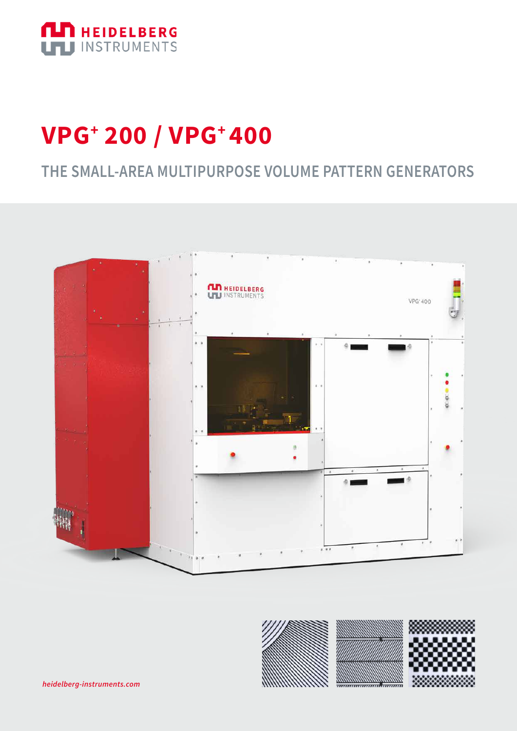HEIDELBERG INSTRUMENTS

# VPG$^+$ 200 / VPG$^+$ 400

## THE SMALL-AREA MULTIPURPOSE VOLUME PATTERN GENERATORS

*heidelberg-instruments.com*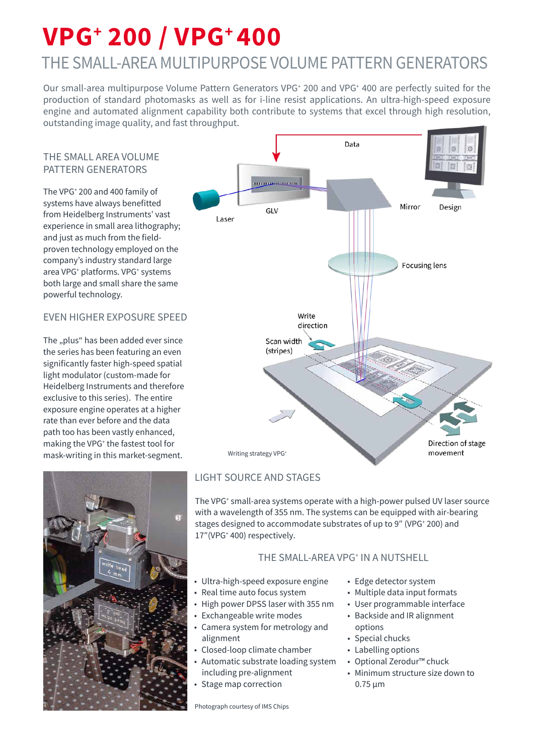# VPG⁺ 200 / VPG⁺ 400

## THE SMALL-AREA MULTIPURPOSE VOLUME PATTERN GENERATORS

Our small-area multipurpose Volume Pattern Generators VPG⁺ 200 and VPG⁺ 400 are perfectly suited for the production of standard photomasks as well as for i-line resist applications. An ultra-high-speed exposure engine and automated alignment capability both contribute to systems that excel through high resolution, outstanding image quality, and fast throughput.

### THE SMALL AREA VOLUME PATTERN GENERATORS

The VPG⁺ 200 and 400 family of systems have always benefitted from Heidelberg Instruments' vast experience in small area lithography; and just as much from the field-proven technology employed on the company's industry standard large area VPG⁺ platforms. VPG⁺ systems both large and small share the same powerful technology.

### EVEN HIGHER EXPOSURE SPEED

The „plus" has been added ever since the series has been featuring an even significantly faster high-speed spatial light modulator (custom-made for Heidelberg Instruments and therefore exclusive to this series). The entire exposure engine operates at a higher rate than ever before and the data path too has been vastly enhanced, making the VPG⁺ the fastest tool for mask-writing in this market-segment.

Data

Laser

GLV

Mirror

Design

Focusing lens

Write direction

Scan width (stripes)

Direction of stage movement

Writing strategy VPG⁺

### LIGHT SOURCE AND STAGES

The VPG⁺ small-area systems operate with a high-power pulsed UV laser source with a wavelength of 355 nm. The systems can be equipped with air-bearing stages designed to accommodate substrates of up to 9" (VPG⁺ 200) and 17"(VPG⁺ 400) respectively.

### THE SMALL-AREA VPG⁺ IN A NUTSHELL

- Ultra-high-speed exposure engine
- Real time auto focus system
- High power DPSS laser with 355 nm
- Exchangeable write modes
- Camera system for metrology and alignment
- Closed-loop climate chamber
- Automatic substrate loading system including pre-alignment
- Stage map correction
- Edge detector system
- Multiple data input formats
- User programmable interface
- Backside and IR alignment options
- Special chucks
- Labelling options
- Optional Zerodur™ chuck
- Minimum structure size down to 0.75 µm

Photograph courtesy of IMS Chips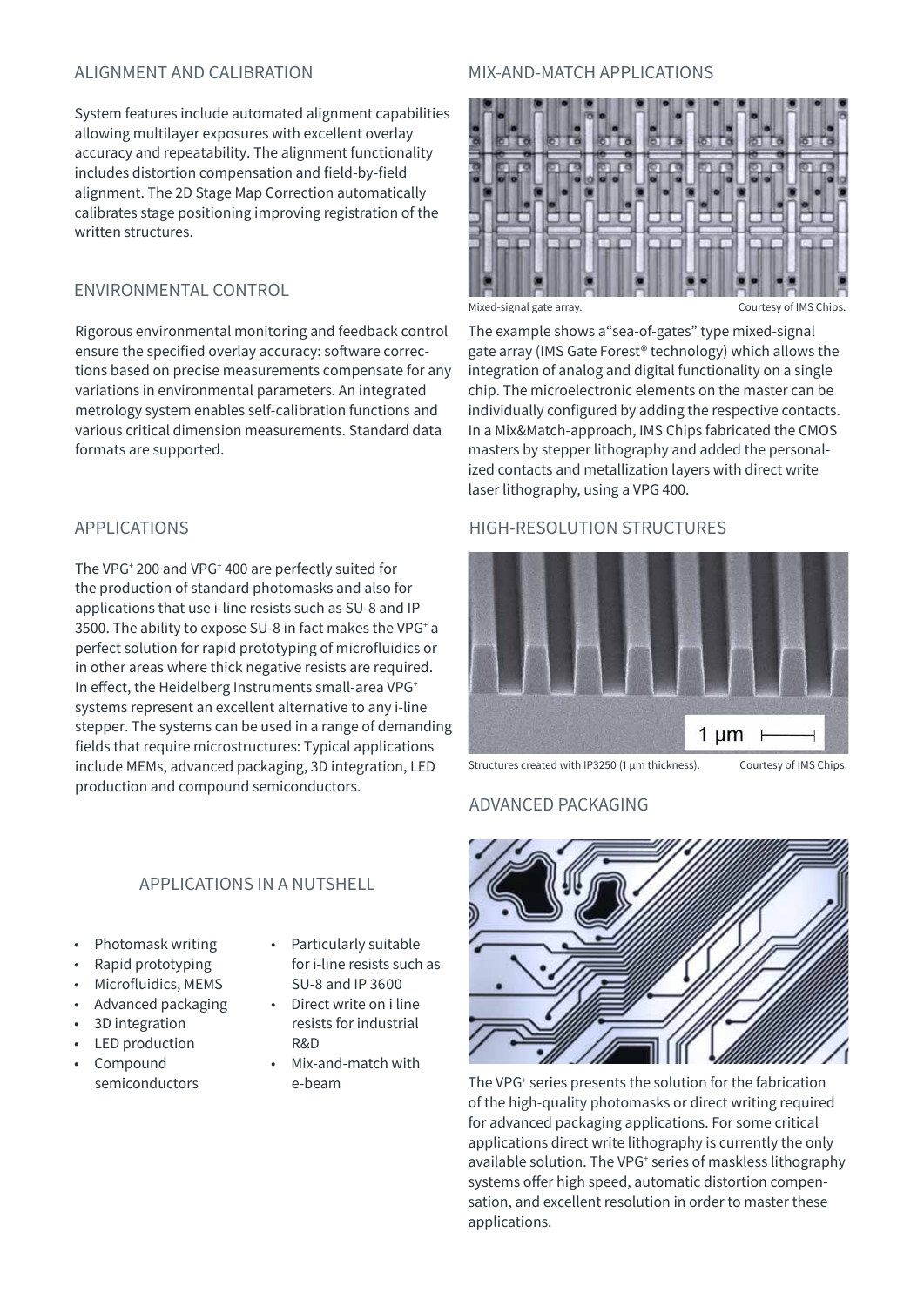## ALIGNMENT AND CALIBRATION

System features include automated alignment capabilities allowing multilayer exposures with excellent overlay accuracy and repeatability. The alignment functionality includes distortion compensation and field-by-field alignment. The 2D Stage Map Correction automatically calibrates stage positioning improving registration of the written structures.

## ENVIRONMENTAL CONTROL

Rigorous environmental monitoring and feedback control ensure the specified overlay accuracy: software corrections based on precise measurements compensate for any variations in environmental parameters. An integrated metrology system enables self-calibration functions and various critical dimension measurements. Standard data formats are supported.

## APPLICATIONS

The VPG⁺ 200 and VPG⁺ 400 are perfectly suited for the production of standard photomasks and also for applications that use i-line resists such as SU-8 and IP 3500. The ability to expose SU-8 in fact makes the VPG⁺ a perfect solution for rapid prototyping of microfluidics or in other areas where thick negative resists are required. In effect, the Heidelberg Instruments small-area VPG⁺ systems represent an excellent alternative to any i-line stepper. The systems can be used in a range of demanding fields that require microstructures: Typical applications include MEMs, advanced packaging, 3D integration, LED production and compound semiconductors.

## APPLICATIONS IN A NUTSHELL

- Photomask writing
- Rapid prototyping
- Microfluidics, MEMS
- Advanced packaging
- 3D integration
- LED production
- Compound semiconductors
- Particularly suitable for i-line resists such as SU-8 and IP 3600
- Direct write on i line resists for industrial R&D
- Mix-and-match with e-beam

## MIX-AND-MATCH APPLICATIONS

Mixed-signal gate array. Courtesy of IMS Chips.

The example shows a"sea-of-gates" type mixed-signal gate array (IMS Gate Forest® technology) which allows the integration of analog and digital functionality on a single chip. The microelectronic elements on the master can be individually configured by adding the respective contacts. In a Mix&Match-approach, IMS Chips fabricated the CMOS masters by stepper lithography and added the personalized contacts and metallization layers with direct write laser lithography, using a VPG 400.

## HIGH-RESOLUTION STRUCTURES

Structures created with IP3250 (1 µm thickness). Courtesy of IMS Chips.

## ADVANCED PACKAGING

The VPG⁺ series presents the solution for the fabrication of the high-quality photomasks or direct writing required for advanced packaging applications. For some critical applications direct write lithography is currently the only available solution. The VPG⁺ series of maskless lithography systems offer high speed, automatic distortion compensation, and excellent resolution in order to master these applications.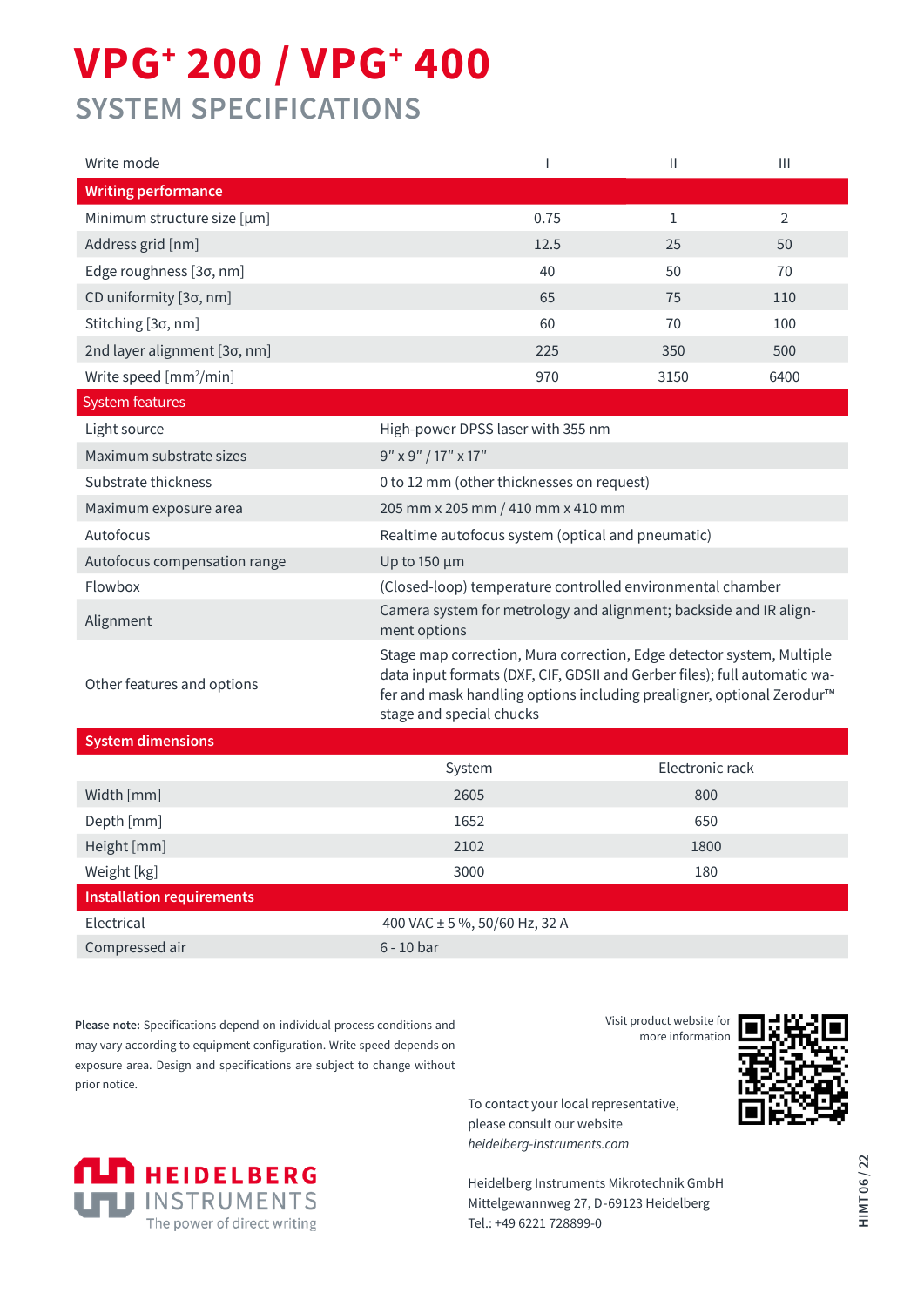# VPG⁺ 200 / VPG⁺ 400

## SYSTEM SPECIFICATIONS

| Write mode | I | II | III |
|---|---|---|---|
| **Writing performance** | | | |
| Minimum structure size [µm] | 0.75 | 1 | 2 |
| Address grid [nm] | 12.5 | 25 | 50 |
| Edge roughness [3σ, nm] | 40 | 50 | 70 |
| CD uniformity [3σ, nm] | 65 | 75 | 110 |
| Stitching [3σ, nm] | 60 | 70 | 100 |
| 2nd layer alignment [3σ, nm] | 225 | 350 | 500 |
| Write speed [mm²/min] | 970 | 3150 | 6400 |

| **System features** | |
|---|---|
| Light source | High-power DPSS laser with 355 nm |
| Maximum substrate sizes | 9" x 9" / 17" x 17" |
| Substrate thickness | 0 to 12 mm (other thicknesses on request) |
| Maximum exposure area | 205 mm x 205 mm / 410 mm x 410 mm |
| Autofocus | Realtime autofocus system (optical and pneumatic) |
| Autofocus compensation range | Up to 150 µm |
| Flowbox | (Closed-loop) temperature controlled environmental chamber |
| Alignment | Camera system for metrology and alignment; backside and IR alignment options |
| Other features and options | Stage map correction, Mura correction, Edge detector system, Multiple data input formats (DXF, CIF, GDSII and Gerber files); full automatic wafer and mask handling options including prealigner, optional Zerodur™ stage and special chucks |

| **System dimensions** | System | Electronic rack |
|---|---|---|
| Width [mm] | 2605 | 800 |
| Depth [mm] | 1652 | 650 |
| Height [mm] | 2102 | 1800 |
| Weight [kg] | 3000 | 180 |

| **Installation requirements** | |
|---|---|
| Electrical | 400 VAC ± 5 %, 50/60 Hz, 32 A |
| Compressed air | 6 - 10 bar |

**Please note:** Specifications depend on individual process conditions and may vary according to equipment configuration. Write speed depends on exposure area. Design and specifications are subject to change without prior notice.

Visit product website for more information

To contact your local representative, please consult our website *heidelberg-instruments.com*

HEIDELBERG INSTRUMENTS
The power of direct writing

Heidelberg Instruments Mikrotechnik GmbH
Mittelgewannweg 27, D-69123 Heidelberg
Tel.: +49 6221 728899-0

HIMT 06 / 22